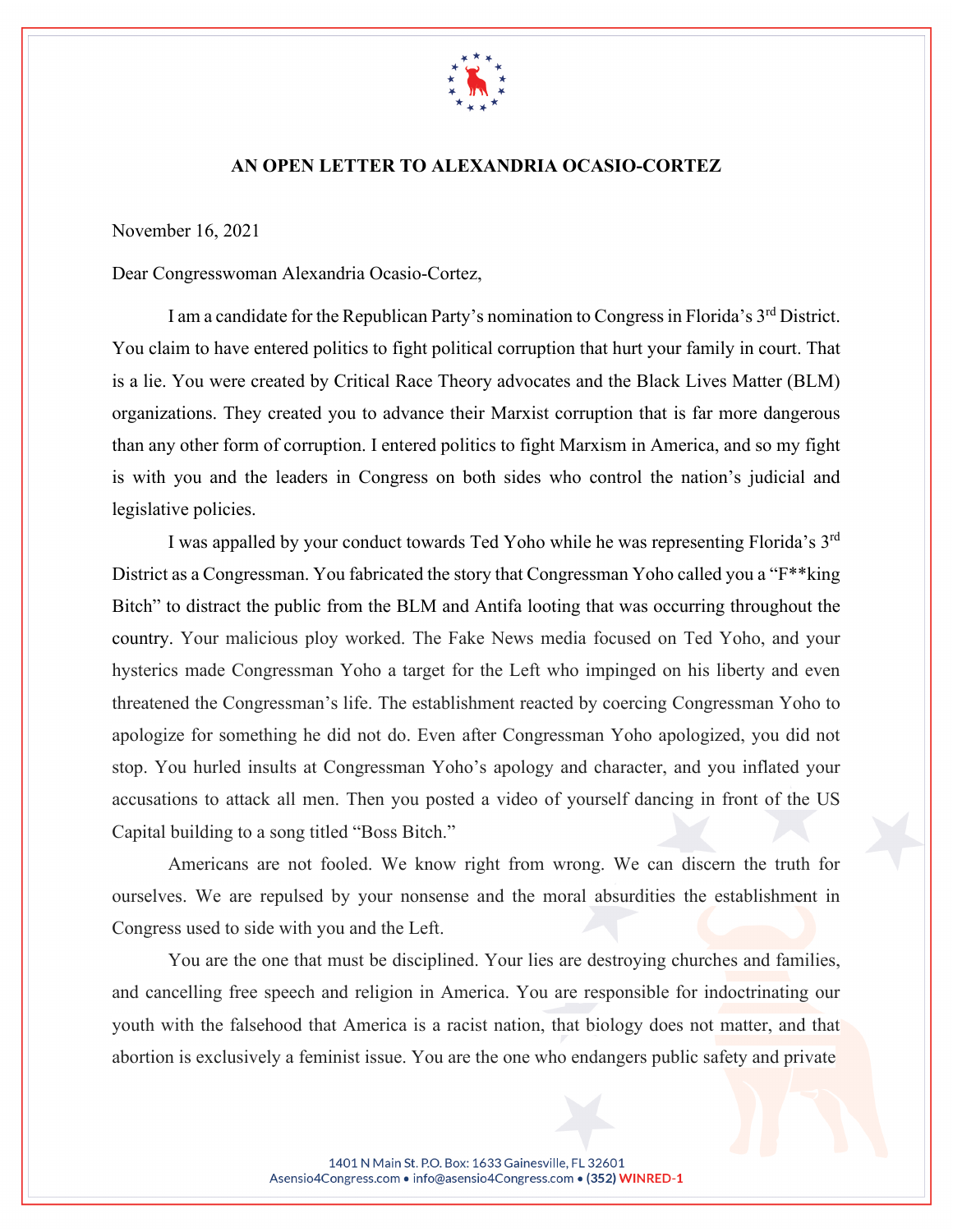# AN OPEN LETTER TO ALEXANDRIA OCASIO-CORTEZ

November 16, 2021

Dear Congresswoman Alexandria Ocasio-Cortez,

I am a candidate for the Republican Party's nomination to Congress in Florida's 3rd District. You claim to have entered politics to fight political corruption that hurt your family in court. That is a lie. You were created by Critical Race Theory advocates and the Black Lives Matter (BLM) organizations. They created you to advance their Marxist corruption that is far more dangerous than any other form of corruption. I entered politics to fight Marxism in America, and so my fight is with you and the leaders in Congress on both sides who control the nation's judicial and legislative policies.

I was appalled by your conduct towards Ted Yoho while he was representing Florida's 3rd District as a Congressman. You fabricated the story that Congressman Yoho called you a "F**king Bitch" to distract the public from the BLM and Antifa looting that was occurring throughout the country. Your malicious ploy worked. The Fake News media focused on Ted Yoho, and your hysterics made Congressman Yoho a target for the Left who impinged on his liberty and even threatened the Congressman's life. The establishment reacted by coercing Congressman Yoho to apologize for something he did not do. Even after Congressman Yoho apologized, you did not stop. You hurled insults at Congressman Yoho's apology and character, and you inflated your accusations to attack all men. Then you posted a video of yourself dancing in front of the US Capital building to a song titled "Boss Bitch."

Americans are not fooled. We know right from wrong. We can discern the truth for ourselves. We are repulsed by your nonsense and the moral absurdities the establishment in Congress used to side with you and the Left.

You are the one that must be disciplined. Your lies are destroying churches and families, and cancelling free speech and religion in America. You are responsible for indoctrinating our youth with the falsehood that America is a racist nation, that biology does not matter, and that abortion is exclusively a feminist issue. You are the one who endangers public safety and private

1401 N Main St. P.O. Box: 1633 Gainesville, FL 32601
Asensio4Congress.com • info@asensio4Congress.com • (352) WINRED-1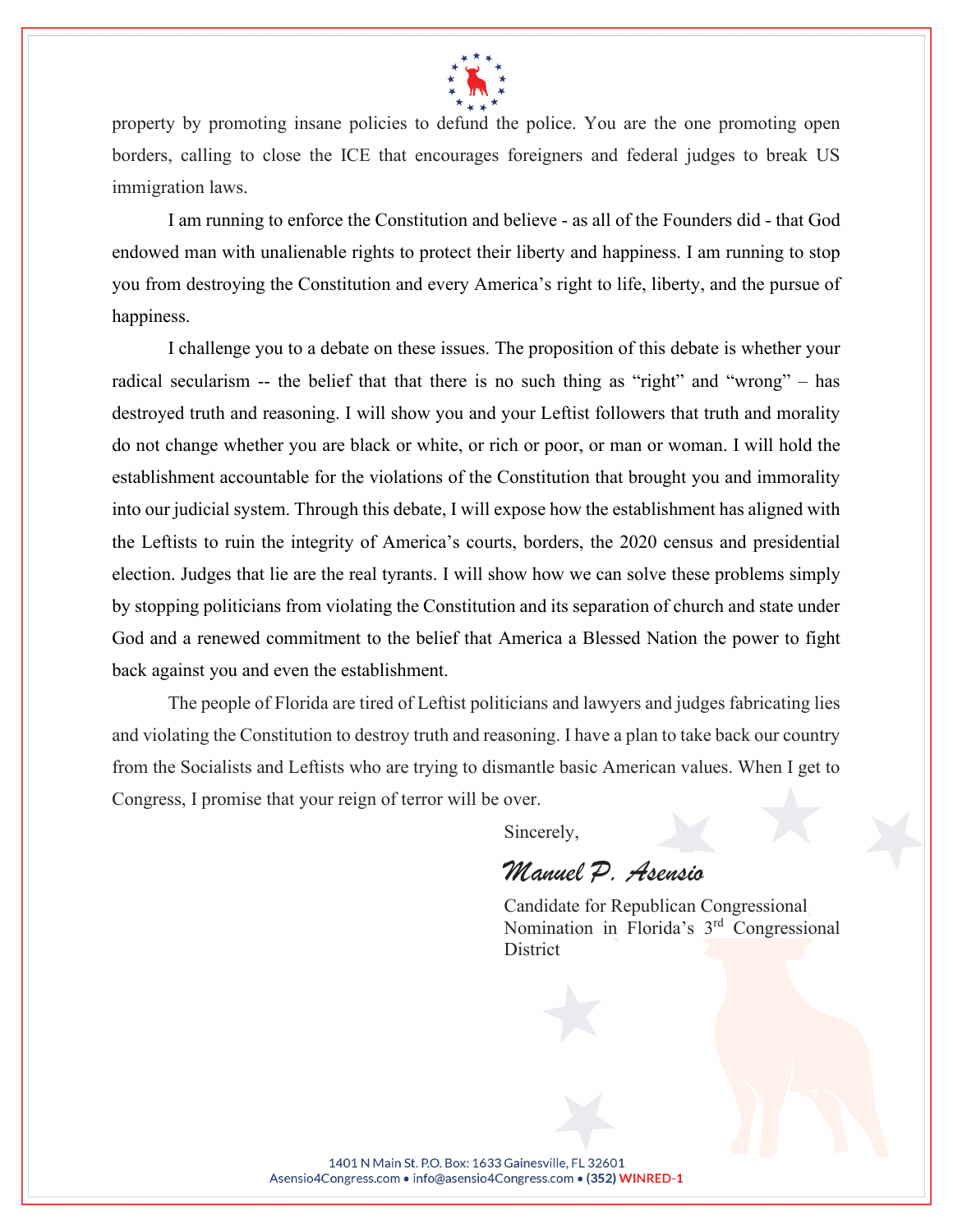property by promoting insane policies to defund the police. You are the one promoting open borders, calling to close the ICE that encourages foreigners and federal judges to break US immigration laws.

I am running to enforce the Constitution and believe - as all of the Founders did - that God endowed man with unalienable rights to protect their liberty and happiness. I am running to stop you from destroying the Constitution and every America's right to life, liberty, and the pursue of happiness.

I challenge you to a debate on these issues. The proposition of this debate is whether your radical secularism -- the belief that that there is no such thing as "right" and "wrong" – has destroyed truth and reasoning. I will show you and your Leftist followers that truth and morality do not change whether you are black or white, or rich or poor, or man or woman. I will hold the establishment accountable for the violations of the Constitution that brought you and immorality into our judicial system. Through this debate, I will expose how the establishment has aligned with the Leftists to ruin the integrity of America's courts, borders, the 2020 census and presidential election. Judges that lie are the real tyrants. I will show how we can solve these problems simply by stopping politicians from violating the Constitution and its separation of church and state under God and a renewed commitment to the belief that America a Blessed Nation the power to fight back against you and even the establishment.

The people of Florida are tired of Leftist politicians and lawyers and judges fabricating lies and violating the Constitution to destroy truth and reasoning. I have a plan to take back our country from the Socialists and Leftists who are trying to dismantle basic American values. When I get to Congress, I promise that your reign of terror will be over.

Sincerely,

*Manuel P. Asensio*

Candidate for Republican Congressional Nomination in Florida's 3rd Congressional District

1401 N Main St. P.O. Box: 1633 Gainesville, FL 32601
Asensio4Congress.com • info@asensio4Congress.com • (352) WINRED-1